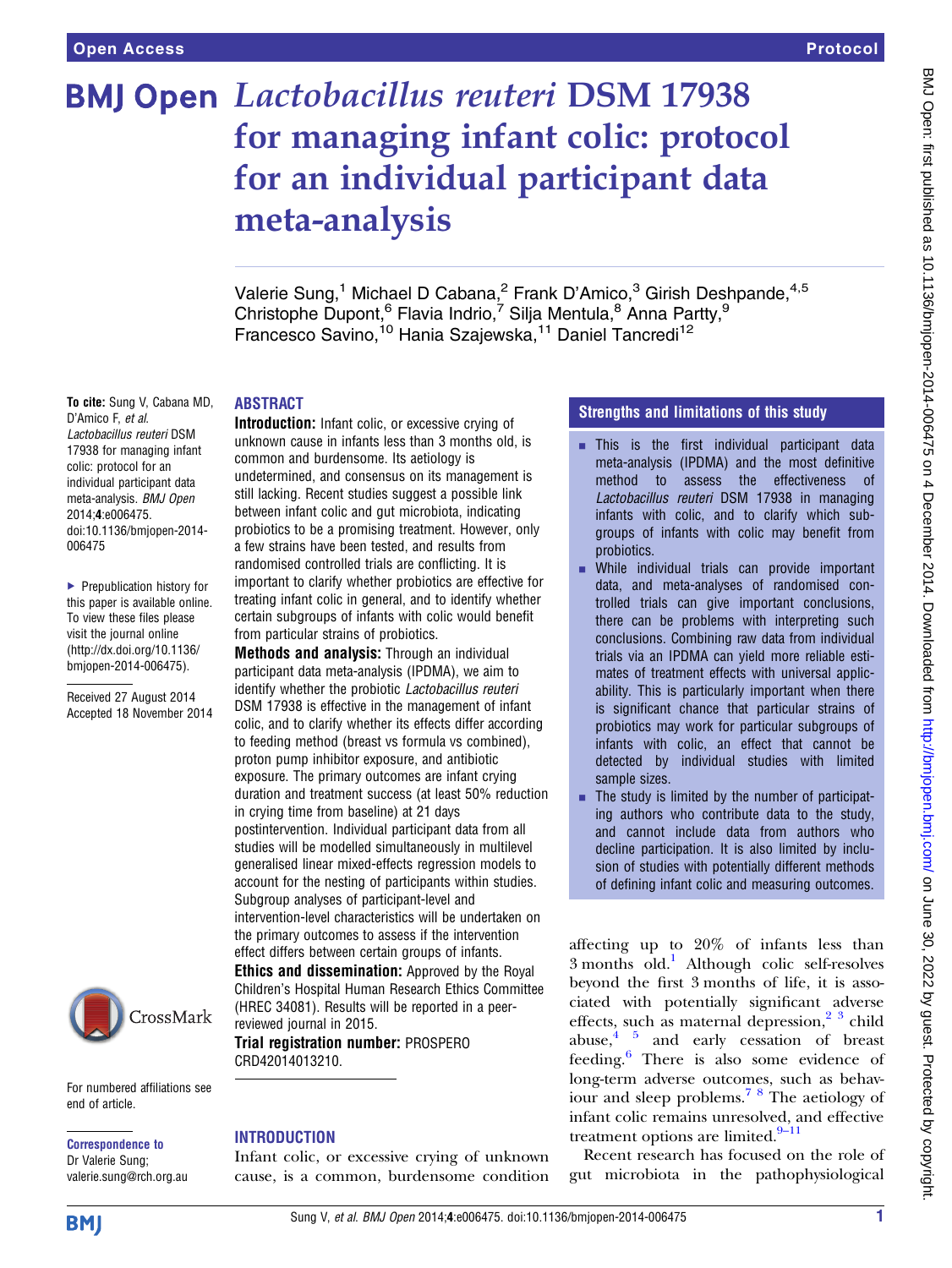Open Access | Protocol

# *Lactobacillus reuteri* DSM 17938 for managing infant colic: protocol for an individual participant data meta-analysis

Valerie Sung,[1] Michael D Cabana,[2] Frank D'Amico,[3] Girish Deshpande,[4,5] Christophe Dupont,[6] Flavia Indrio,[7] Silja Mentula,[8] Anna Partty,[9] Francesco Savino,[10] Hania Szajewska,[11] Daniel Tancredi[12]

To cite: Sung V, Cabana MD, D'Amico F, *et al*. *Lactobacillus reuteri* DSM 17938 for managing infant colic: protocol for an individual participant data meta-analysis. *BMJ Open* 2014;**4**:e006475. doi:10.1136/bmjopen-2014-006475

▶ Prepublication history for this paper is available online. To view these files please visit the journal online (http://dx.doi.org/10.1136/bmjopen-2014-006475).

Received 27 August 2014
Accepted 18 November 2014

For numbered affiliations see end of article.

**Correspondence to**
Dr Valerie Sung;
valerie.sung@rch.org.au

## ABSTRACT

**Introduction:** Infant colic, or excessive crying of unknown cause in infants less than 3 months old, is common and burdensome. Its aetiology is undetermined, and consensus on its management is still lacking. Recent studies suggest a possible link between infant colic and gut microbiota, indicating probiotics to be a promising treatment. However, only a few strains have been tested, and results from randomised controlled trials are conflicting. It is important to clarify whether probiotics are effective for treating infant colic in general, and to identify whether certain subgroups of infants with colic would benefit from particular strains of probiotics.

**Methods and analysis:** Through an individual participant data meta-analysis (IPDMA), we aim to identify whether the probiotic *Lactobacillus reuteri* DSM 17938 is effective in the management of infant colic, and to clarify whether its effects differ according to feeding method (breast vs formula vs combined), proton pump inhibitor exposure, and antibiotic exposure. The primary outcomes are infant crying duration and treatment success (at least 50% reduction in crying time from baseline) at 21 days postintervention. Individual participant data from all studies will be modelled simultaneously in multilevel generalised linear mixed-effects regression models to account for the nesting of participants within studies. Subgroup analyses of participant-level and intervention-level characteristics will be undertaken on the primary outcomes to assess if the intervention effect differs between certain groups of infants.

**Ethics and dissemination:** Approved by the Royal Children's Hospital Human Research Ethics Committee (HREC 34081). Results will be reported in a peer-reviewed journal in 2015.

**Trial registration number:** PROSPERO CRD42014013210.

## Strengths and limitations of this study

- This is the first individual participant data meta-analysis (IPDMA) and the most definitive method to assess the effectiveness of *Lactobacillus reuteri* DSM 17938 in managing infants with colic, and to clarify which subgroups of infants with colic may benefit from probiotics.
- While individual trials can provide important data, and meta-analyses of randomised controlled trials can give important conclusions, there can be problems with interpreting such conclusions. Combining raw data from individual trials via an IPDMA can yield more reliable estimates of treatment effects with universal applicability. This is particularly important when there is significant chance that particular strains of probiotics may work for particular subgroups of infants with colic, an effect that cannot be detected by individual studies with limited sample sizes.
- The study is limited by the number of participating authors who contribute data to the study, and cannot include data from authors who decline participation. It is also limited by inclusion of studies with potentially different methods of defining infant colic and measuring outcomes.

## INTRODUCTION

Infant colic, or excessive crying of unknown cause, is a common, burdensome condition affecting up to 20% of infants less than 3 months old.[1] Although colic self-resolves beyond the first 3 months of life, it is associated with potentially significant adverse effects, such as maternal depression,[2,3] child abuse,[4,5] and early cessation of breast feeding.[6] There is also some evidence of long-term adverse outcomes, such as behaviour and sleep problems.[7,8] The aetiology of infant colic remains unresolved, and effective treatment options are limited.[9–11]

Recent research has focused on the role of gut microbiota in the pathophysiological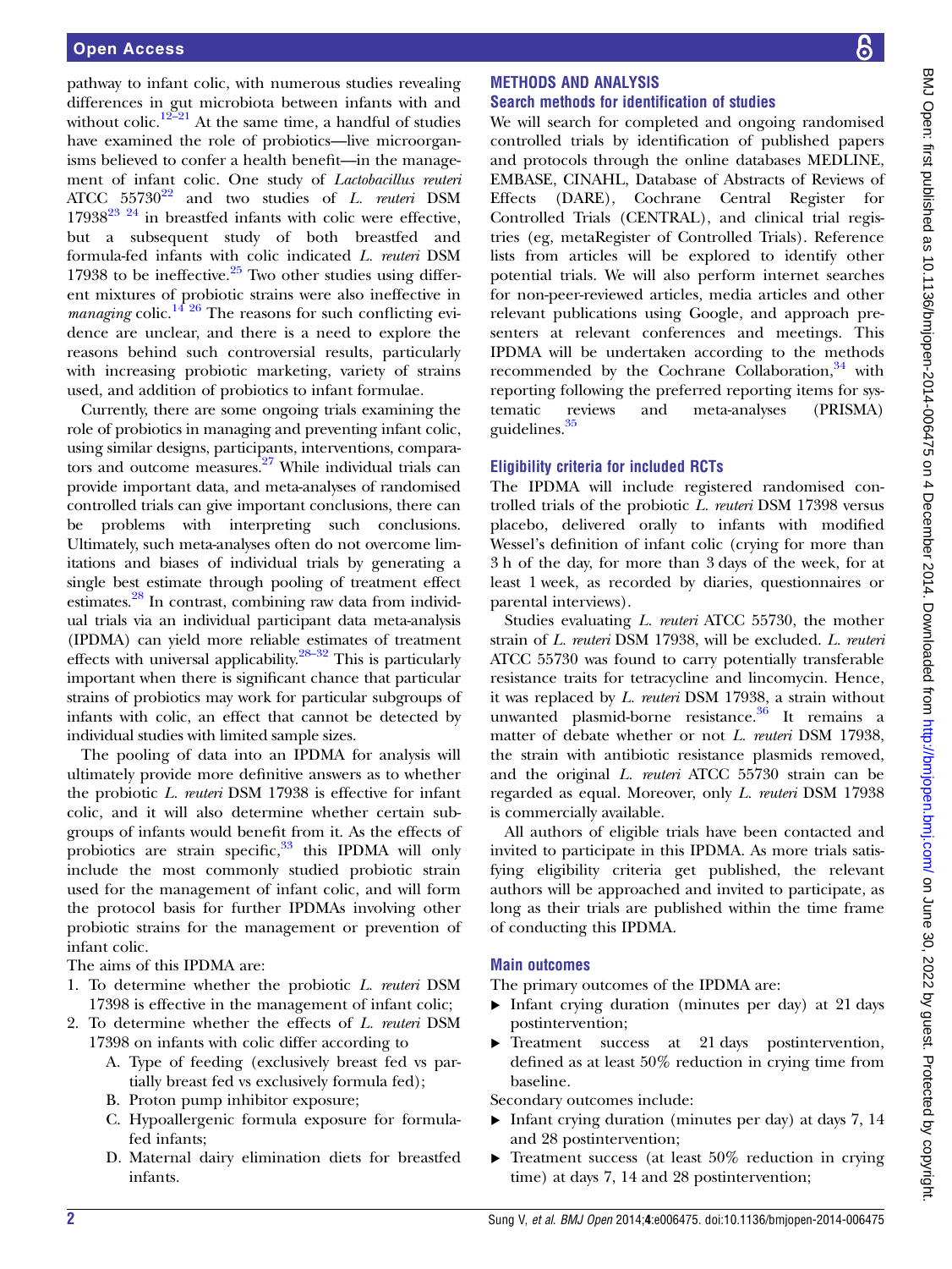pathway to infant colic, with numerous studies revealing differences in gut microbiota between infants with and without colic.[12–21] At the same time, a handful of studies have examined the role of probiotics—live microorganisms believed to confer a health benefit—in the management of infant colic. One study of *Lactobacillus reuteri* ATCC 55730[22] and two studies of *L. reuteri* DSM 17938[23 24] in breastfed infants with colic were effective, but a subsequent study of both breastfed and formula-fed infants with colic indicated *L. reuteri* DSM 17938 to be ineffective.[25] Two other studies using different mixtures of probiotic strains were also ineffective in *managing* colic.[14 26] The reasons for such conflicting evidence are unclear, and there is a need to explore the reasons behind such controversial results, particularly with increasing probiotic marketing, variety of strains used, and addition of probiotics to infant formulae.

Currently, there are some ongoing trials examining the role of probiotics in managing and preventing infant colic, using similar designs, participants, interventions, comparators and outcome measures.[27] While individual trials can provide important data, and meta-analyses of randomised controlled trials can give important conclusions, there can be problems with interpreting such conclusions. Ultimately, such meta-analyses often do not overcome limitations and biases of individual trials by generating a single best estimate through pooling of treatment effect estimates.[28] In contrast, combining raw data from individual trials via an individual participant data meta-analysis (IPDMA) can yield more reliable estimates of treatment effects with universal applicability.[28–32] This is particularly important when there is significant chance that particular strains of probiotics may work for particular subgroups of infants with colic, an effect that cannot be detected by individual studies with limited sample sizes.

The pooling of data into an IPDMA for analysis will ultimately provide more definitive answers as to whether the probiotic *L. reuteri* DSM 17938 is effective for infant colic, and it will also determine whether certain subgroups of infants would benefit from it. As the effects of probiotics are strain specific,[33] this IPDMA will only include the most commonly studied probiotic strain used for the management of infant colic, and will form the protocol basis for further IPDMAs involving other probiotic strains for the management or prevention of infant colic.

The aims of this IPDMA are:

1. To determine whether the probiotic *L. reuteri* DSM 17398 is effective in the management of infant colic;
2. To determine whether the effects of *L. reuteri* DSM 17398 on infants with colic differ according to
   A. Type of feeding (exclusively breast fed vs partially breast fed vs exclusively formula fed);
   B. Proton pump inhibitor exposure;
   C. Hypoallergenic formula exposure for formula-fed infants;
   D. Maternal dairy elimination diets for breastfed infants.

## METHODS AND ANALYSIS

### Search methods for identification of studies

We will search for completed and ongoing randomised controlled trials by identification of published papers and protocols through the online databases MEDLINE, EMBASE, CINAHL, Database of Abstracts of Reviews of Effects (DARE), Cochrane Central Register for Controlled Trials (CENTRAL), and clinical trial registries (eg, metaRegister of Controlled Trials). Reference lists from articles will be explored to identify other potential trials. We will also perform internet searches for non-peer-reviewed articles, media articles and other relevant publications using Google, and approach presenters at relevant conferences and meetings. This IPDMA will be undertaken according to the methods recommended by the Cochrane Collaboration,[34] with reporting following the preferred reporting items for systematic reviews and meta-analyses (PRISMA) guidelines.[35]

### Eligibility criteria for included RCTs

The IPDMA will include registered randomised controlled trials of the probiotic *L. reuteri* DSM 17398 versus placebo, delivered orally to infants with modified Wessel's definition of infant colic (crying for more than 3 h of the day, for more than 3 days of the week, for at least 1 week, as recorded by diaries, questionnaires or parental interviews).

Studies evaluating *L. reuteri* ATCC 55730, the mother strain of *L. reuteri* DSM 17938, will be excluded. *L. reuteri* ATCC 55730 was found to carry potentially transferable resistance traits for tetracycline and lincomycin. Hence, it was replaced by *L. reuteri* DSM 17938, a strain without unwanted plasmid-borne resistance.[36] It remains a matter of debate whether or not *L. reuteri* DSM 17938, the strain with antibiotic resistance plasmids removed, and the original *L. reuteri* ATCC 55730 strain can be regarded as equal. Moreover, only *L. reuteri* DSM 17938 is commercially available.

All authors of eligible trials have been contacted and invited to participate in this IPDMA. As more trials satisfying eligibility criteria get published, the relevant authors will be approached and invited to participate, as long as their trials are published within the time frame of conducting this IPDMA.

### Main outcomes

The primary outcomes of the IPDMA are:

- Infant crying duration (minutes per day) at 21 days postintervention.
- Treatment success at 21 days postintervention, defined as at least 50% reduction in crying time from baseline.

Secondary outcomes include:

- Infant crying duration (minutes per day) at days 7, 14 and 28 postintervention;
- Treatment success (at least 50% reduction in crying time) at days 7, 14 and 28 postintervention;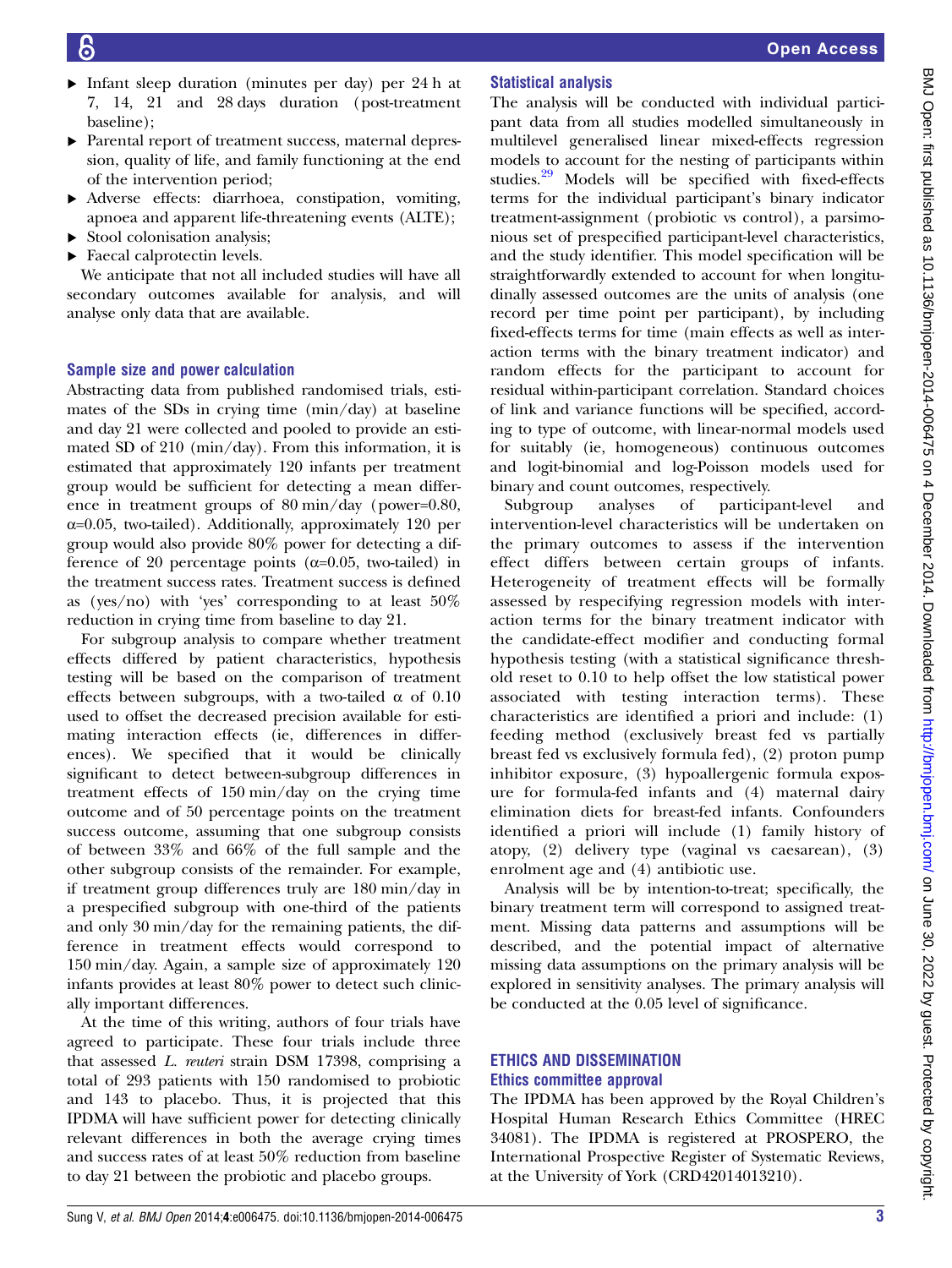- Infant sleep duration (minutes per day) per 24 h at 7, 14, 21 and 28 days duration (post-treatment baseline);
- Parental report of treatment success, maternal depression, quality of life, and family functioning at the end of the intervention period;
- Adverse effects: diarrhoea, constipation, vomiting, apnoea and apparent life-threatening events (ALTE);
- Stool colonisation analysis;
- Faecal calprotectin levels.

We anticipate that not all included studies will have all secondary outcomes available for analysis, and will analyse only data that are available.

### Sample size and power calculation

Abstracting data from published randomised trials, estimates of the SDs in crying time (min/day) at baseline and day 21 were collected and pooled to provide an estimated SD of 210 (min/day). From this information, it is estimated that approximately 120 infants per treatment group would be sufficient for detecting a mean difference in treatment groups of 80 min/day (power=0.80, α=0.05, two-tailed). Additionally, approximately 120 per group would also provide 80% power for detecting a difference of 20 percentage points (α=0.05, two-tailed) in the treatment success rates. Treatment success is defined as (yes/no) with 'yes' corresponding to at least 50% reduction in crying time from baseline to day 21.

For subgroup analysis to compare whether treatment effects differed by patient characteristics, hypothesis testing will be based on the comparison of treatment effects between subgroups, with a two-tailed α of 0.10 used to offset the decreased precision available for estimating interaction effects (ie, differences in differences). We specified that it would be clinically significant to detect between-subgroup differences in treatment effects of 150 min/day on the crying time outcome and of 50 percentage points on the treatment success outcome, assuming that one subgroup consists of between 33% and 66% of the full sample and the other subgroup consists of the remainder. For example, if treatment group differences truly are 180 min/day in a prespecified subgroup with one-third of the patients and only 30 min/day for the remaining patients, the difference in treatment effects would correspond to 150 min/day. Again, a sample size of approximately 120 infants provides at least 80% power to detect such clinically important differences.

At the time of this writing, authors of four trials have agreed to participate. These four trials include three that assessed *L. reuteri* strain DSM 17398, comprising a total of 293 patients with 150 randomised to probiotic and 143 to placebo. Thus, it is projected that this IPDMA will have sufficient power for detecting clinically relevant differences in both the average crying times and success rates of at least 50% reduction from baseline to day 21 between the probiotic and placebo groups.

### Statistical analysis

The analysis will be conducted with individual participant data from all studies modelled simultaneously in multilevel generalised linear mixed-effects regression models to account for the nesting of participants within studies.[29] Models will be specified with fixed-effects terms for the individual participant's binary indicator treatment-assignment (probiotic vs control), a parsimonious set of prespecified participant-level characteristics, and the study identifier. This model specification will be straightforwardly extended to account for when longitudinally assessed outcomes are the units of analysis (one record per time point per participant), by including fixed-effects terms for time (main effects as well as interaction terms with the binary treatment indicator) and random effects for the participant to account for residual within-participant correlation. Standard choices of link and variance functions will be specified, according to type of outcome, with linear-normal models used for suitably (ie, homogeneous) continuous outcomes and logit-binomial and log-Poisson models used for binary and count outcomes, respectively.

Subgroup analyses of participant-level and intervention-level characteristics will be undertaken on the primary outcomes to assess if the intervention effect differs between certain groups of infants. Heterogeneity of treatment effects will be formally assessed by respecifying regression models with interaction terms for the binary treatment indicator with the candidate-effect modifier and conducting formal hypothesis testing (with a statistical significance threshold reset to 0.10 to help offset the low statistical power associated with testing interaction terms). These characteristics are identified a priori and include: (1) feeding method (exclusively breast fed vs partially breast fed vs exclusively formula fed), (2) proton pump inhibitor exposure, (3) hypoallergenic formula exposure for formula-fed infants and (4) maternal dairy elimination diets for breast-fed infants. Confounders identified a priori will include (1) family history of atopy, (2) delivery type (vaginal vs caesarean), (3) enrolment age and (4) antibiotic use.

Analysis will be by intention-to-treat; specifically, the binary treatment term will correspond to assigned treatment. Missing data patterns and assumptions will be described, and the potential impact of alternative missing data assumptions on the primary analysis will be explored in sensitivity analyses. The primary analysis will be conducted at the 0.05 level of significance.

## ETHICS AND DISSEMINATION

### Ethics committee approval

The IPDMA has been approved by the Royal Children's Hospital Human Research Ethics Committee (HREC 34081). The IPDMA is registered at PROSPERO, the International Prospective Register of Systematic Reviews, at the University of York (CRD42014013210).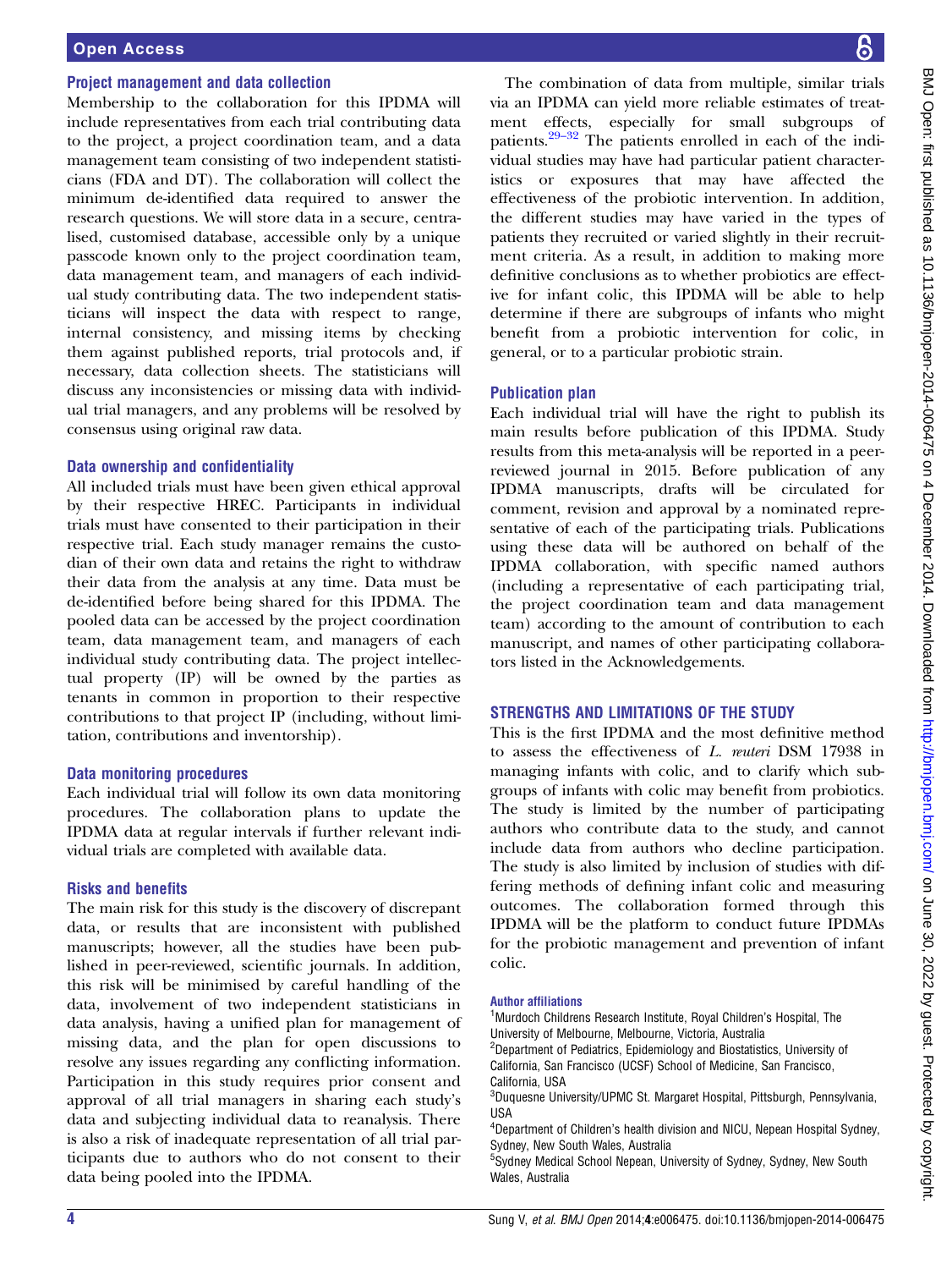### Project management and data collection

Membership to the collaboration for this IPDMA will include representatives from each trial contributing data to the project, a project coordination team, and a data management team consisting of two independent statisticians (FDA and DT). The collaboration will collect the minimum de-identified data required to answer the research questions. We will store data in a secure, centralised, customised database, accessible only by a unique passcode known only to the project coordination team, data management team, and managers of each individual study contributing data. The two independent statisticians will inspect the data with respect to range, internal consistency, and missing items by checking them against published reports, trial protocols and, if necessary, data collection sheets. The statisticians will discuss any inconsistencies or missing data with individual trial managers, and any problems will be resolved by consensus using original raw data.

### Data ownership and confidentiality

All included trials must have been given ethical approval by their respective HREC. Participants in individual trials must have consented to their participation in their respective trial. Each study manager remains the custodian of their own data and retains the right to withdraw their data from the analysis at any time. Data must be de-identified before being shared for this IPDMA. The pooled data can be accessed by the project coordination team, data management team, and managers of each individual study contributing data. The project intellectual property (IP) will be owned by the parties as tenants in common in proportion to their respective contributions to that project IP (including, without limitation, contributions and inventorship).

### Data monitoring procedures

Each individual trial will follow its own data monitoring procedures. The collaboration plans to update the IPDMA data at regular intervals if further relevant individual trials are completed with available data.

### Risks and benefits

The main risk for this study is the discovery of discrepant data, or results that are inconsistent with published manuscripts; however, all the studies have been published in peer-reviewed, scientific journals. In addition, this risk will be minimised by careful handling of the data, involvement of two independent statisticians in data analysis, having a unified plan for management of missing data, and the plan for open discussions to resolve any issues regarding any conflicting information. Participation in this study requires prior consent and approval of all trial managers in sharing each study's data and subjecting individual data to reanalysis. There is also a risk of inadequate representation of all trial participants due to authors who do not consent to their data being pooled into the IPDMA.

The combination of data from multiple, similar trials via an IPDMA can yield more reliable estimates of treatment effects, especially for small subgroups of patients.[29–32] The patients enrolled in each of the individual studies may have had particular patient characteristics or exposures that may have affected the effectiveness of the probiotic intervention. In addition, the different studies may have varied in the types of patients they recruited or varied slightly in their recruitment criteria. As a result, in addition to making more definitive conclusions as to whether probiotics are effective for infant colic, this IPDMA will be able to help determine if there are subgroups of infants who might benefit from a probiotic intervention for colic, in general, or to a particular probiotic strain.

### Publication plan

Each individual trial will have the right to publish its main results before publication of this IPDMA. Study results from this meta-analysis will be reported in a peer-reviewed journal in 2015. Before publication of any IPDMA manuscripts, drafts will be circulated for comment, revision and approval by a nominated representative of each of the participating trials. Publications using these data will be authored on behalf of the IPDMA collaboration, with specific named authors (including a representative of each participating trial, the project coordination team and data management team) according to the amount of contribution to each manuscript, and names of other participating collaborators listed in the Acknowledgements.

## STRENGTHS AND LIMITATIONS OF THE STUDY

This is the first IPDMA and the most definitive method to assess the effectiveness of *L. reuteri* DSM 17938 in managing infants with colic, and to clarify which subgroups of infants with colic may benefit from probiotics. The study is limited by the number of participating authors who contribute data to the study, and cannot include data from authors who decline participation. The study is also limited by inclusion of studies with differing methods of defining infant colic and measuring outcomes. The collaboration formed through this IPDMA will be the platform to conduct future IPDMAs for the probiotic management and prevention of infant colic.

#### Author affiliations

[1]Murdoch Childrens Research Institute, Royal Children's Hospital, The University of Melbourne, Melbourne, Victoria, Australia
[2]Department of Pediatrics, Epidemiology and Biostatistics, University of California, San Francisco (UCSF) School of Medicine, San Francisco, California, USA
[3]Duquesne University/UPMC St. Margaret Hospital, Pittsburgh, Pennsylvania, USA
[4]Department of Children's health division and NICU, Nepean Hospital Sydney, Sydney, New South Wales, Australia
[5]Sydney Medical School Nepean, University of Sydney, Sydney, New South Wales, Australia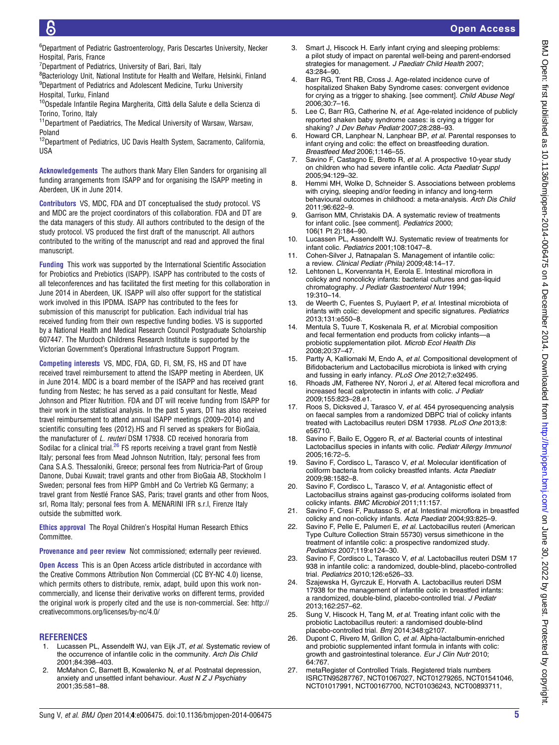[6]Department of Pediatric Gastroenterology, Paris Descartes University, Necker Hospital, Paris, France

[7]Department of Pediatrics, University of Bari, Bari, Italy

[8]Bacteriology Unit, National Institute for Health and Welfare, Helsinki, Finland

[9]Department of Pediatrics and Adolescent Medicine, Turku University Hospital, Turku, Finland

[10]Ospedale Infantile Regina Margherita, Città della Salute e della Scienza di Torino, Torino, Italy

[11]Department of Paediatrics, The Medical University of Warsaw, Warsaw, Poland

[12]Department of Pediatrics, UC Davis Health System, Sacramento, California, USA

**Acknowledgements** The authors thank Mary Ellen Sanders for organising all funding arrangements from ISAPP and for organising the ISAPP meeting in Aberdeen, UK in June 2014.

**Contributors** VS, MDC, FDA and DT conceptualised the study protocol. VS and MDC are the project coordinators of this collaboration. FDA and DT are the data managers of this study. All authors contributed to the design of the study protocol. VS produced the first draft of the manuscript. All authors contributed to the writing of the manuscript and read and approved the final manuscript.

**Funding** This work was supported by the International Scientific Association for Probiotics and Prebiotics (ISAPP). ISAPP has contributed to the costs of all teleconferences and has facilitated the first meeting for this collaboration in June 2014 in Aberdeen, UK. ISAPP will also offer support for the statistical work involved in this IPDMA. ISAPP has contributed to the fees for submission of this manuscript for publication. Each individual trial has received funding from their own respective funding bodies. VS is supported by a National Health and Medical Research Council Postgraduate Scholarship 607447. The Murdoch Childrens Research Institute is supported by the Victorian Government's Operational Infrastructure Support Program.

**Competing interests** VS, MDC, FDA, GD, FI, SM, FS, HS and DT have received travel reimbursement to attend the ISAPP meeting in Aberdeen, UK in June 2014. MDC is a board member of the ISAPP and has received grant funding from Nestec; he has served as a paid consultant for Nestle, Mead Johnson and Pfizer Nutrition. FDA and DT will receive funding from ISAPP for their work in the statistical analysis. In the past 5 years, DT has also received travel reimbursement to attend annual ISAPP meetings (2009–2014) and scientific consulting fees (2012).HS and FI served as speakers for BioGaia, the manufacturer of *L. reuteri* DSM 17938. CD received honoraria from Sodilac for a clinical trial.[26] FS reports receiving a travel grant from Nestlè Italy; personal fees from Mead Johnson Nutrition, Italy; personal fees from Cana S.A.S. Thessaloniki, Greece; personal fees from Nutricia-Part of Group Danone, Dubai Kuwait; travel grants and other from BioGaia AB, Stockholm I Sweden; personal fees from HiPP GmbH and Co Vertrieb KG Germany; a travel grant from Nestlé France SAS, Paris; travel grants and other from Noos, srl, Roma Italy; personal fees from A. MENARINI IFR s.r.l, Firenze Italy outside the submitted work.

**Ethics approval** The Royal Children's Hospital Human Research Ethics Committee.

**Provenance and peer review** Not commissioned; externally peer reviewed.

**Open Access** This is an Open Access article distributed in accordance with the Creative Commons Attribution Non Commercial (CC BY-NC 4.0) license, which permits others to distribute, remix, adapt, build upon this work non-commercially, and license their derivative works on different terms, provided the original work is properly cited and the use is non-commercial. See: http://creativecommons.org/licenses/by-nc/4.0/

## REFERENCES

1. Lucassen PL, Assendelft WJ, van Eijk JT, *et al*. Systematic review of the occurrence of infantile colic in the community. *Arch Dis Child* 2001;84:398–403.
2. McMahon C, Barnett B, Kowalenko N, *et al*. Postnatal depression, anxiety and unsettled infant behaviour. *Aust N Z J Psychiatry* 2001;35:581–88.
3. Smart J, Hiscock H. Early infant crying and sleeping problems: a pilot study of impact on parental well-being and parent-endorsed strategies for management. *J Paediatr Child Health* 2007; 43:284–90.
4. Barr RG, Trent RB, Cross J. Age-related incidence curve of hospitalized Shaken Baby Syndrome cases: convergent evidence for crying as a trigger to shaking. [see comment]. *Child Abuse Negl* 2006;30:7–16.
5. Lee C, Barr RG, Catherine N, *et al*. Age-related incidence of publicly reported shaken baby syndrome cases: is crying a trigger for shaking? *J Dev Behav Pediatr* 2007;28:288–93.
6. Howard CR, Lanphear N, Lanphear BP, *et al*. Parental responses to infant crying and colic: the effect on breastfeeding duration. *Breastfeed Med* 2006;1:146–55.
7. Savino F, Castagno E, Bretto R, *et al*. A prospective 10-year study on children who had severe infantile colic. *Acta Paediatr Suppl* 2005;94:129–32.
8. Hemmi MH, Wolke D, Schneider S. Associations between problems with crying, sleeping and/or feeding in infancy and long-term behavioural outcomes in childhood: a meta-analysis. *Arch Dis Child* 2011;96:622–9.
9. Garrison MM, Christakis DA. A systematic review of treatments for infant colic. [see comment]. *Pediatrics* 2000; 106(1 Pt 2):184–90.
10. Lucassen PL, Assendelft WJ. Systematic review of treatments for infant colic. *Pediatrics* 2001;108:1047–8.
11. Cohen-Silver J, Ratnapalan S. Management of infantile colic: a review. *Clinical Pediatr (Phila)* 2009;48:14–17.
12. Lehtonen L, Korvenranta H, Eerola E. Intestinal microflora in colicky and noncolicky infants: bacterial cultures and gas-liquid chromatography. *J Pediatr Gastroenterol Nutr* 1994; 19:310–14.
13. de Weerth C, Fuentes S, Puylaert P, *et al*. Intestinal microbiota of infants with colic: development and specific signatures. *Pediatrics* 2013;131:e550–8.
14. Mentula S, Tuure T, Koskenala R, *et al*. Microbial composition and fecal fermentation end products from colicky infants—a probiotic supplementation pilot. *Microb Ecol Health Dis* 2008;20:37–47.
15. Partty A, Kalliomaki M, Endo A, *et al*. Compositional development of Bifidobacterium and Lactobacillus microbiota is linked with crying and fussing in early infancy. *PLoS One* 2012;7:e32495.
16. Rhoads JM, Fatheree NY, Norori J, *et al*. Altered fecal microflora and increased fecal calprotectin in infants with colic. *J Pediatr* 2009;155:823–28.e1.
17. Roos S, Dicksved J, Tarasco V, *et al*. 454 pyrosequencing analysis on faecal samples from a randomized DBPC trial of colicky infants treated with Lactobacillus reuteri DSM 17938. *PLoS One* 2013;8: e56710.
18. Savino F, Bailo E, Oggero R, *et al*. Bacterial counts of intestinal Lactobacillus species in infants with colic. *Pediatr Allergy Immunol* 2005;16:72–5.
19. Savino F, Cordisco L, Tarasco V, *et al*. Molecular identification of coliform bacteria from colicky breastfed infants. *Acta Paediatr* 2009;98:1582–8.
20. Savino F, Cordisco L, Tarasco V, *et al*. Antagonistic effect of Lactobacillus strains against gas-producing coliforms isolated from colicky infants. *BMC Microbiol* 2011;11:157.
21. Savino F, Cresi F, Pautasso S, *et al*. Intestinal microflora in breastfed colicky and non-colicky infants. *Acta Paediatr* 2004;93:825–9.
22. Savino F, Pelle E, Palumeri E, *et al*. Lactobacillus reuteri (American Type Culture Collection Strain 55730) versus simethicone in the treatment of infantile colic: a prospective randomized study. *Pediatrics* 2007;119:e124–30.
23. Savino F, Cordisco L, Tarasco V, *et al*. Lactobacillus reuteri DSM 17 938 in infantile colic: a randomized, double-blind, placebo-controlled trial. *Pediatrics* 2010;126:e526–33.
24. Szajewska H, Gyrczuk E, Horvath A. Lactobacillus reuteri DSM 17938 for the management of infantile colic in breastfed infants: a randomized, double-blind, placebo-controlled trial. *J Pediatr* 2013;162:257–62.
25. Sung V, Hiscock H, Tang M, *et al*. Treating infant colic with the probiotic Lactobacillus reuteri: a randomised double-blind placebo-controlled trial. *Bmj* 2014;348:g2107.
26. Dupont C, Rivero M, Grillon C, *et al*. Alpha-lactalbumin-enriched and probiotic supplemented infant formula in infants with colic: growth and gastrointestinal tolerance. *Eur J Clin Nutr* 2010; 64:767.
27. metaRegister of Controlled Trials. Registered trials numbers ISRCTN95287767, NCT01067027, NCT01279265, NCT01541046, NCT01017991, NCT00167700, NCT01036243, NCT00893711,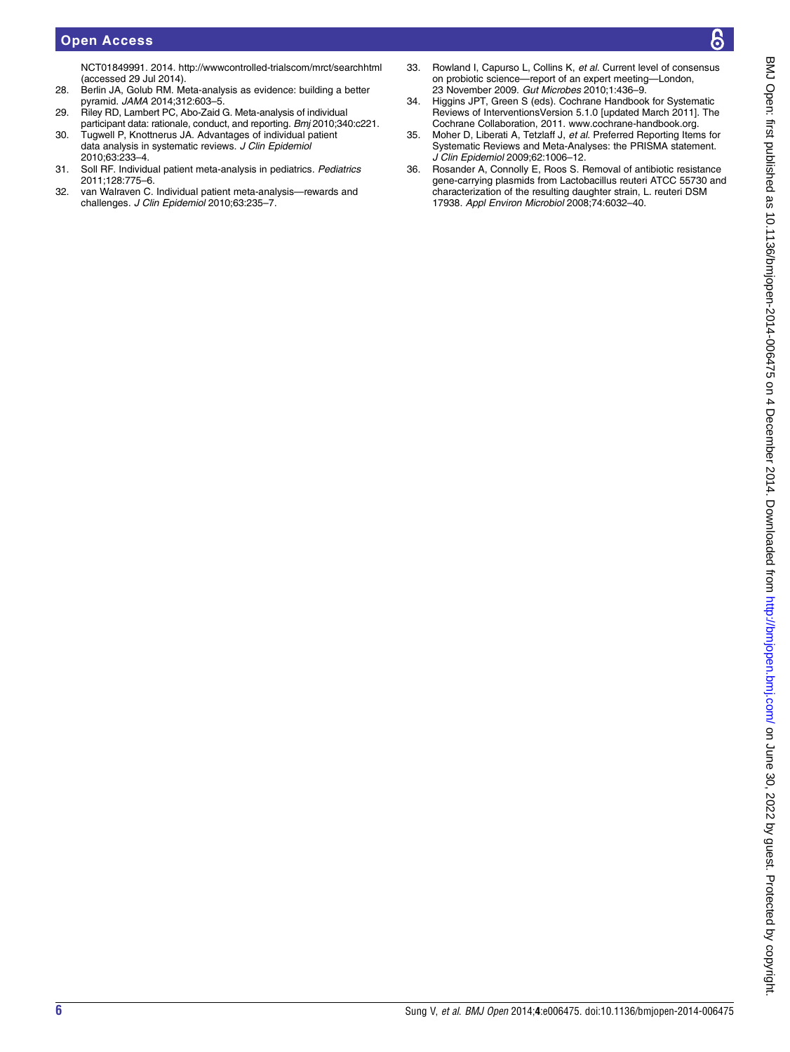NCT01849991. 2014. http://wwwcontrolled-trialscom/mrct/searchhtml (accessed 29 Jul 2014).

28. Berlin JA, Golub RM. Meta-analysis as evidence: building a better pyramid. *JAMA* 2014;312:603–5.
29. Riley RD, Lambert PC, Abo-Zaid G. Meta-analysis of individual participant data: rationale, conduct, and reporting. *Bmj* 2010;340:c221.
30. Tugwell P, Knottnerus JA. Advantages of individual patient data analysis in systematic reviews. *J Clin Epidemiol* 2010;63:233–4.
31. Soll RF. Individual patient meta-analysis in pediatrics. *Pediatrics* 2011;128:775–6.
32. van Walraven C. Individual patient meta-analysis—rewards and challenges. *J Clin Epidemiol* 2010;63:235–7.
33. Rowland I, Capurso L, Collins K, *et al*. Current level of consensus on probiotic science—report of an expert meeting—London, 23 November 2009. *Gut Microbes* 2010;1:436–9.
34. Higgins JPT, Green S (eds). Cochrane Handbook for Systematic Reviews of InterventionsVersion 5.1.0 [updated March 2011]. The Cochrane Collaboration, 2011. www.cochrane-handbook.org.
35. Moher D, Liberati A, Tetzlaff J, *et al*. Preferred Reporting Items for Systematic Reviews and Meta-Analyses: the PRISMA statement. *J Clin Epidemiol* 2009;62:1006–12.
36. Rosander A, Connolly E, Roos S. Removal of antibiotic resistance gene-carrying plasmids from Lactobacillus reuteri ATCC 55730 and characterization of the resulting daughter strain, L. reuteri DSM 17938. *Appl Environ Microbiol* 2008;74:6032–40.